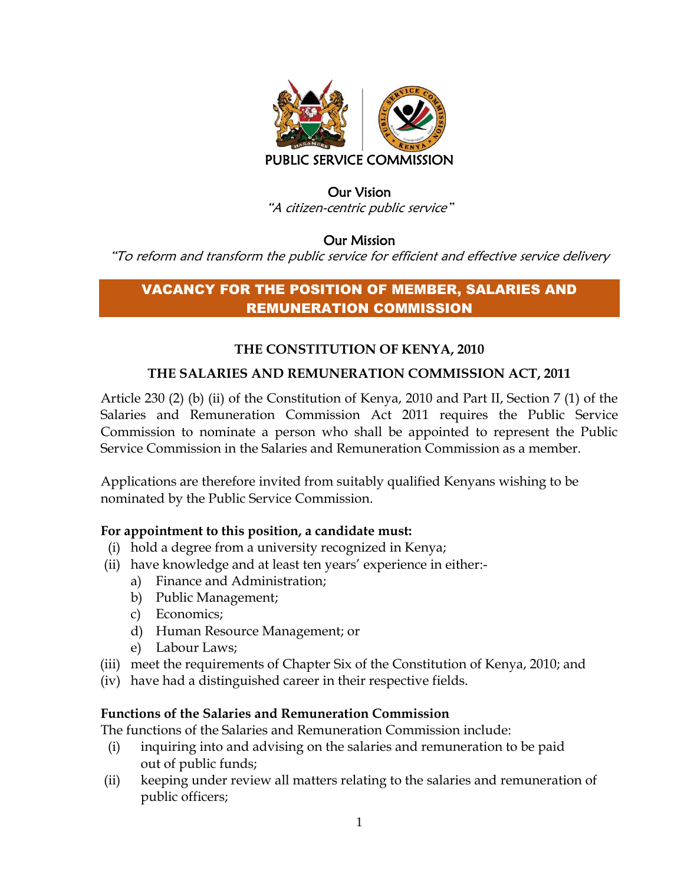PUBLIC SERVICE COMMISSION

Our Vision

*"A citizen-centric public service"*

Our Mission

*"To reform and transform the public service for efficient and effective service delivery*

# VACANCY FOR THE POSITION OF MEMBER, SALARIES AND REMUNERATION COMMISSION

**THE CONSTITUTION OF KENYA, 2010**

**THE SALARIES AND REMUNERATION COMMISSION ACT, 2011**

Article 230 (2) (b) (ii) of the Constitution of Kenya, 2010 and Part II, Section 7 (1) of the Salaries and Remuneration Commission Act 2011 requires the Public Service Commission to nominate a person who shall be appointed to represent the Public Service Commission in the Salaries and Remuneration Commission as a member.

Applications are therefore invited from suitably qualified Kenyans wishing to be nominated by the Public Service Commission.

**For appointment to this position, a candidate must:**

- (i) hold a degree from a university recognized in Kenya;
- (ii) have knowledge and at least ten years' experience in either:-
  - a) Finance and Administration;
  - b) Public Management;
  - c) Economics;
  - d) Human Resource Management; or
  - e) Labour Laws;
- (iii) meet the requirements of Chapter Six of the Constitution of Kenya, 2010; and
- (iv) have had a distinguished career in their respective fields.

**Functions of the Salaries and Remuneration Commission**

The functions of the Salaries and Remuneration Commission include:

- (i) inquiring into and advising on the salaries and remuneration to be paid out of public funds;
- (ii) keeping under review all matters relating to the salaries and remuneration of public officers;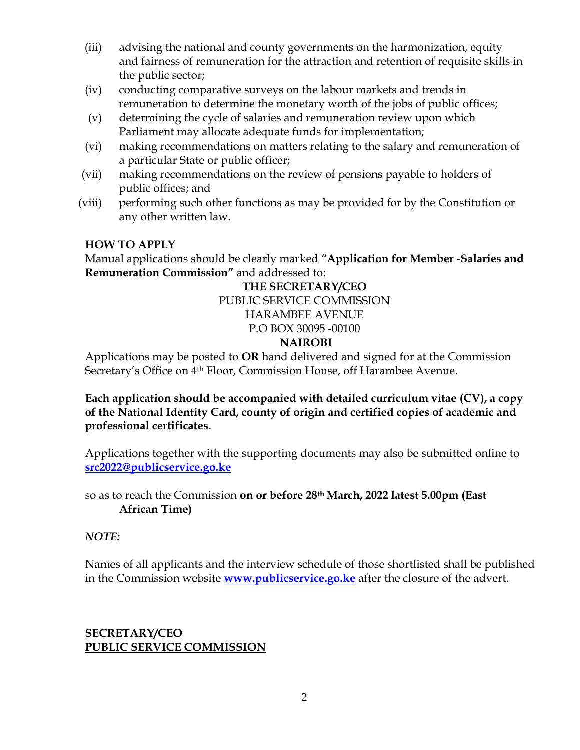(iii) advising the national and county governments on the harmonization, equity and fairness of remuneration for the attraction and retention of requisite skills in the public sector;

(iv) conducting comparative surveys on the labour markets and trends in remuneration to determine the monetary worth of the jobs of public offices;

(v) determining the cycle of salaries and remuneration review upon which Parliament may allocate adequate funds for implementation;

(vi) making recommendations on matters relating to the salary and remuneration of a particular State or public officer;

(vii) making recommendations on the review of pensions payable to holders of public offices; and

(viii) performing such other functions as may be provided for by the Constitution or any other written law.

**HOW TO APPLY**

Manual applications should be clearly marked **"Application for Member -Salaries and Remuneration Commission"** and addressed to:

**THE SECRETARY/CEO**
PUBLIC SERVICE COMMISSION
HARAMBEE AVENUE
P.O BOX 30095 -00100
**NAIROBI**

Applications may be posted to **OR** hand delivered and signed for at the Commission Secretary's Office on 4th Floor, Commission House, off Harambee Avenue.

**Each application should be accompanied with detailed curriculum vitae (CV), a copy of the National Identity Card, county of origin and certified copies of academic and professional certificates.**

Applications together with the supporting documents may also be submitted online to **src2022@publicservice.go.ke**

so as to reach the Commission **on or before 28th March, 2022 latest 5.00pm (East African Time)**

*NOTE:*

Names of all applicants and the interview schedule of those shortlisted shall be published in the Commission website **www.publicservice.go.ke** after the closure of the advert.

**SECRETARY/CEO**
**PUBLIC SERVICE COMMISSION**